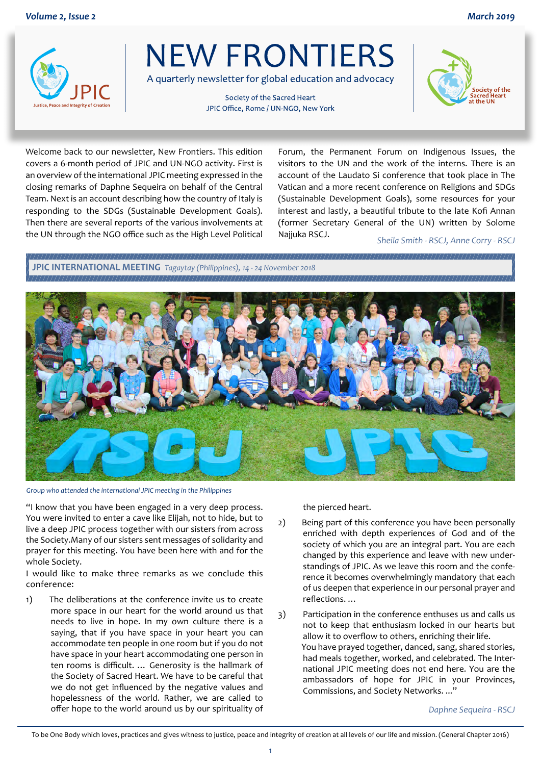# NEW FRONTIERS

A quarterly newsletter for global education and advocacy

Society of the Sacred Heart
JPIC Office, Rome / UN-NGO, New York

Welcome back to our newsletter, New Frontiers. This edition covers a 6-month period of JPIC and UN-NGO activity. First is an overview of the international JPIC meeting expressed in the closing remarks of Daphne Sequeira on behalf of the Central Team. Next is an account describing how the country of Italy is responding to the SDGs (Sustainable Development Goals). Then there are several reports of the various involvements at the UN through the NGO office such as the High Level Political Forum, the Permanent Forum on Indigenous Issues, the visitors to the UN and the work of the interns. There is an account of the Laudato Si conference that took place in The Vatican and a more recent conference on Religions and SDGs (Sustainable Development Goals), some resources for your interest and lastly, a beautiful tribute to the late Kofi Annan (former Secretary General of the UN) written by Solome Najjuka RSCJ.

*Sheila Smith - RSCJ, Anne Corry - RSCJ*

## JPIC INTERNATIONAL MEETING *Tagaytay (Philippines), 14 - 24 November 2018*

*Group who attended the international JPIC meeting in the Philippines*

"I know that you have been engaged in a very deep process. You were invited to enter a cave like Elijah, not to hide, but to live a deep JPIC process together with our sisters from across the Society.Many of our sisters sent messages of solidarity and prayer for this meeting. You have been here with and for the whole Society.

I would like to make three remarks as we conclude this conference:

1) The deliberations at the conference invite us to create more space in our heart for the world around us that needs to live in hope. In my own culture there is a saying, that if you have space in your heart you can accommodate ten people in one room but if you do not have space in your heart accommodating one person in ten rooms is difficult. … Generosity is the hallmark of the Society of Sacred Heart. We have to be careful that we do not get influenced by the negative values and hopelessness of the world. Rather, we are called to offer hope to the world around us by our spirituality of the pierced heart.

2) Being part of this conference you have been personally enriched with depth experiences of God and of the society of which you are an integral part. You are each changed by this experience and leave with new understandings of JPIC. As we leave this room and the conference it becomes overwhelmingly mandatory that each of us deepen that experience in our personal prayer and reflections. …

3) Participation in the conference enthuses us and calls us not to keep that enthusiasm locked in our hearts but allow it to overflow to others, enriching their life.
You have prayed together, danced, sang, shared stories, had meals together, worked, and celebrated. The International JPIC meeting does not end here. You are the ambassadors of hope for JPIC in your Provinces, Commissions, and Society Networks. …"

*Daphne Sequeira - RSCJ*

To be One Body which loves, practices and gives witness to justice, peace and integrity of creation at all levels of our life and mission. (General Chapter 2016)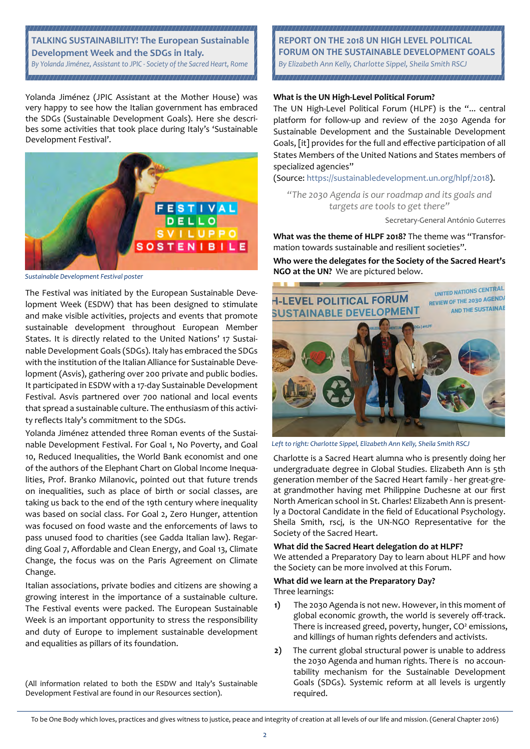## TALKING SUSTAINABILITY! The European Sustainable Development Week and the SDGs in Italy.

*By Yolanda Jiménez, Assistant to JPIC - Society of the Sacred Heart, Rome*

Yolanda Jiménez (JPIC Assistant at the Mother House) was very happy to see how the Italian government has embraced the SDGs (Sustainable Development Goals). Here she describes some activities that took place during Italy's 'Sustainable Development Festival'.

*Sustainable Development Festival poster*

The Festival was initiated by the European Sustainable Development Week (ESDW) that has been designed to stimulate and make visible activities, projects and events that promote sustainable development throughout European Member States. It is directly related to the United Nations' 17 Sustainable Development Goals (SDGs). Italy has embraced the SDGs with the institution of the Italian Alliance for Sustainable Development (Asvis), gathering over 200 private and public bodies. It participated in ESDW with a 17-day Sustainable Development Festival. Asvis partnered over 700 national and local events that spread a sustainable culture. The enthusiasm of this activity reflects Italy's commitment to the SDGs.

Yolanda Jiménez attended three Roman events of the Sustainable Development Festival. For Goal 1, No Poverty, and Goal 10, Reduced Inequalities, the World Bank economist and one of the authors of the Elephant Chart on Global Income Inequalities, Prof. Branko Milanovic, pointed out that future trends on inequalities, such as place of birth or social classes, are taking us back to the end of the 19th century where inequality was based on social class. For Goal 2, Zero Hunger, attention was focused on food waste and the enforcements of laws to pass unused food to charities (see Gadda Italian law). Regarding Goal 7, Affordable and Clean Energy, and Goal 13, Climate Change, the focus was on the Paris Agreement on Climate Change.

Italian associations, private bodies and citizens are showing a growing interest in the importance of a sustainable culture. The Festival events were packed. The European Sustainable Week is an important opportunity to stress the responsibility and duty of Europe to implement sustainable development and equalities as pillars of its foundation.

(All information related to both the ESDW and Italy's Sustainable Development Festival are found in our Resources section).

## REPORT ON THE 2018 UN HIGH LEVEL POLITICAL FORUM ON THE SUSTAINABLE DEVELOPMENT GOALS

*By Elizabeth Ann Kelly, Charlotte Sippel, Sheila Smith RSCJ*

**What is the UN High-Level Political Forum?**

The UN High-Level Political Forum (HLPF) is the "... central platform for follow-up and review of the 2030 Agenda for Sustainable Development and the Sustainable Development Goals, [it] provides for the full and effective participation of all States Members of the United Nations and States members of specialized agencies"

(Source: https://sustainabledevelopment.un.org/hlpf/2018).

> *"The 2030 Agenda is our roadmap and its goals and targets are tools to get there"*
>
> Secretary-General António Guterres

**What was the theme of HLPF 2018?** The theme was "Transformation towards sustainable and resilient societies".

**Who were the delegates for the Society of the Sacred Heart's NGO at the UN?** We are pictured below.

*Left to right: Charlotte Sippel, Elizabeth Ann Kelly, Sheila Smith RSCJ*

Charlotte is a Sacred Heart alumna who is presently doing her undergraduate degree in Global Studies. Elizabeth Ann is 5th generation member of the Sacred Heart family - her great-great grandmother having met Philippine Duchesne at our first North American school in St. Charles! Elizabeth Ann is presently a Doctoral Candidate in the field of Educational Psychology. Sheila Smith, rscj, is the UN-NGO Representative for the Society of the Sacred Heart.

**What did the Sacred Heart delegation do at HLPF?**

We attended a Preparatory Day to learn about HLPF and how the Society can be more involved at this Forum.

**What did we learn at the Preparatory Day?**

Three learnings:

1) The 2030 Agenda is not new. However, in this moment of global economic growth, the world is severely off-track. There is increased greed, poverty, hunger, $CO^2$ emissions, and killings of human rights defenders and activists.

2) The current global structural power is unable to address the 2030 Agenda and human rights. There is no accountability mechanism for the Sustainable Development Goals (SDGs). Systemic reform at all levels is urgently required.

To be One Body which loves, practices and gives witness to justice, peace and integrity of creation at all levels of our life and mission. (General Chapter 2016)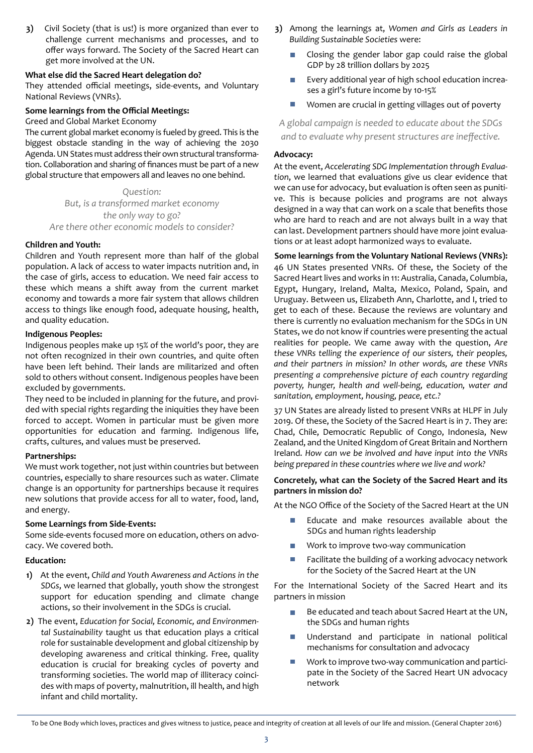3) Civil Society (that is us!) is more organized than ever to challenge current mechanisms and processes, and to offer ways forward. The Society of the Sacred Heart can get more involved at the UN.

**What else did the Sacred Heart delegation do?**

They attended official meetings, side-events, and Voluntary National Reviews (VNRs).

**Some learnings from the Official Meetings:**

Greed and Global Market Economy

The current global market economy is fueled by greed. This is the biggest obstacle standing in the way of achieving the 2030 Agenda. UN States must address their own structural transformation. Collaboration and sharing of finances must be part of a new global structure that empowers all and leaves no one behind.

*Question:*
*But, is a transformed market economy the only way to go?*
*Are there other economic models to consider?*

**Children and Youth:**

Children and Youth represent more than half of the global population. A lack of access to water impacts nutrition and, in the case of girls, access to education. We need fair access to these which means a shift away from the current market economy and towards a more fair system that allows children access to things like enough food, adequate housing, health, and quality education.

**Indigenous Peoples:**

Indigenous peoples make up 15% of the world's poor, they are not often recognized in their own countries, and quite often have been left behind. Their lands are militarized and often sold to others without consent. Indigenous peoples have been excluded by governments.

They need to be included in planning for the future, and provided with special rights regarding the iniquities they have been forced to accept. Women in particular must be given more opportunities for education and farming. Indigenous life, crafts, cultures, and values must be preserved.

**Partnerships:**

We must work together, not just within countries but between countries, especially to share resources such as water. Climate change is an opportunity for partnerships because it requires new solutions that provide access for all to water, food, land, and energy.

**Some Learnings from Side-Events:**

Some side-events focused more on education, others on advocacy. We covered both.

**Education:**

1) At the event, *Child and Youth Awareness and Actions in the SDGs*, we learned that globally, youth show the strongest support for education spending and climate change actions, so their involvement in the SDGs is crucial.

2) The event, *Education for Social, Economic, and Environmental Sustainability* taught us that education plays a critical role for sustainable development and global citizenship by developing awareness and critical thinking. Free, quality education is crucial for breaking cycles of poverty and transforming societies. The world map of illiteracy coincides with maps of poverty, malnutrition, ill health, and high infant and child mortality.

3) Among the learnings at, *Women and Girls as Leaders in Building Sustainable Societies* were:

- Closing the gender labor gap could raise the global GDP by 28 trillion dollars by 2025
- Every additional year of high school education increases a girl's future income by 10-15%
- Women are crucial in getting villages out of poverty

*A global campaign is needed to educate about the SDGs and to evaluate why present structures are ineffective.*

**Advocacy:**

At the event, *Accelerating SDG Implementation through Evaluation*, we learned that evaluations give us clear evidence that we can use for advocacy, but evaluation is often seen as punitive. This is because policies and programs are not always designed in a way that can work on a scale that benefits those who are hard to reach and are not always built in a way that can last. Development partners should have more joint evaluations or at least adopt harmonized ways to evaluate.

**Some learnings from the Voluntary National Reviews (VNRs):**

46 UN States presented VNRs. Of these, the Society of the Sacred Heart lives and works in 11: Australia, Canada, Columbia, Egypt, Hungary, Ireland, Malta, Mexico, Poland, Spain, and Uruguay. Between us, Elizabeth Ann, Charlotte, and I, tried to get to each of these. Because the reviews are voluntary and there is currently no evaluation mechanism for the SDGs in UN States, we do not know if countries were presenting the actual realities for people. We came away with the question, *Are these VNRs telling the experience of our sisters, their peoples, and their partners in mission? In other words, are these VNRs presenting a comprehensive picture of each country regarding poverty, hunger, health and well-being, education, water and sanitation, employment, housing, peace, etc.?*

37 UN States are already listed to present VNRs at HLPF in July 2019. Of these, the Society of the Sacred Heart is in 7. They are: Chad, Chile, Democratic Republic of Congo, Indonesia, New Zealand, and the United Kingdom of Great Britain and Northern Ireland. *How can we be involved and have input into the VNRs being prepared in these countries where we live and work?*

**Concretely, what can the Society of the Sacred Heart and its partners in mission do?**

At the NGO Office of the Society of the Sacred Heart at the UN

- Educate and make resources available about the SDGs and human rights leadership
- Work to improve two-way communication
- Facilitate the building of a working advocacy network for the Society of the Sacred Heart at the UN

For the International Society of the Sacred Heart and its partners in mission

- Be educated and teach about Sacred Heart at the UN, the SDGs and human rights
- Understand and participate in national political mechanisms for consultation and advocacy
- Work to improve two-way communication and participate in the Society of the Sacred Heart UN advocacy network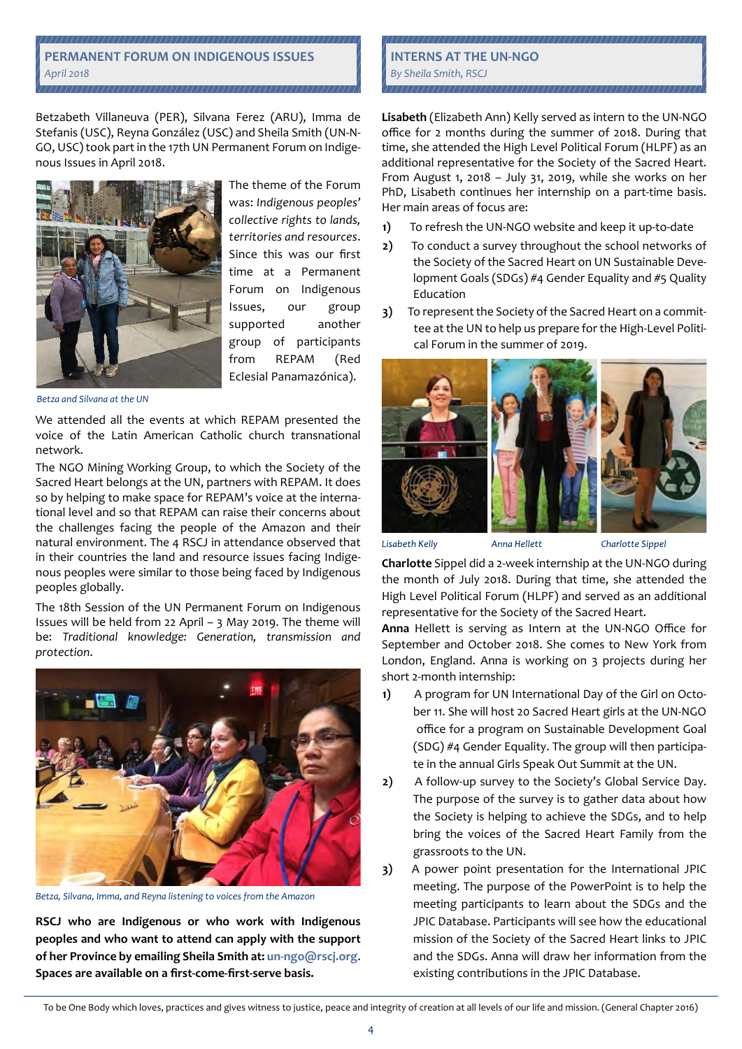## PERMANENT FORUM ON INDIGENOUS ISSUES

*April 2018*

Betzabeth Villaneuva (PER), Silvana Ferez (ARU), Imma de Stefanis (USC), Reyna González (USC) and Sheila Smith (UN-NGO, USC) took part in the 17th UN Permanent Forum on Indigenous Issues in April 2018.

The theme of the Forum was: *Indigenous peoples' collective rights to lands, territories and resources*. Since this was our first time at a Permanent Forum on Indigenous Issues, our group supported another group of participants from REPAM (Red Eclesial Panamazónica).

*Betza and Silvana at the UN*

We attended all the events at which REPAM presented the voice of the Latin American Catholic church transnational network.

The NGO Mining Working Group, to which the Society of the Sacred Heart belongs at the UN, partners with REPAM. It does so by helping to make space for REPAM's voice at the international level and so that REPAM can raise their concerns about the challenges facing the people of the Amazon and their natural environment. The 4 RSCJ in attendance observed that in their countries the land and resource issues facing Indigenous peoples were similar to those being faced by Indigenous peoples globally.

The 18th Session of the UN Permanent Forum on Indigenous Issues will be held from 22 April – 3 May 2019. The theme will be: *Traditional knowledge: Generation, transmission and protection*.

*Betza, Silvana, Imma, and Reyna listening to voices from the Amazon*

**RSCJ who are Indigenous or who work with Indigenous peoples and who want to attend can apply with the support of her Province by emailing Sheila Smith at: un-ngo@rscj.org. Spaces are available on a first-come-first-serve basis.**

## INTERNS AT THE UN-NGO

*By Sheila Smith, RSCJ*

**Lisabeth** (Elizabeth Ann) Kelly served as intern to the UN-NGO office for 2 months during the summer of 2018. During that time, she attended the High Level Political Forum (HLPF) as an additional representative for the Society of the Sacred Heart. From August 1, 2018 – July 31, 2019, while she works on her PhD, Lisabeth continues her internship on a part-time basis. Her main areas of focus are:

1) To refresh the UN-NGO website and keep it up-to-date
2) To conduct a survey throughout the school networks of the Society of the Sacred Heart on UN Sustainable Development Goals (SDGs) #4 Gender Equality and #5 Quality Education
3) To represent the Society of the Sacred Heart on a committee at the UN to help us prepare for the High-Level Political Forum in the summer of 2019.

*Lisabeth Kelly* *Anna Hellett* *Charlotte Sippel*

**Charlotte** Sippel did a 2-week internship at the UN-NGO during the month of July 2018. During that time, she attended the High Level Political Forum (HLPF) and served as an additional representative for the Society of the Sacred Heart.

**Anna** Hellett is serving as Intern at the UN-NGO Office for September and October 2018. She comes to New York from London, England. Anna is working on 3 projects during her short 2-month internship:

1) A program for UN International Day of the Girl on October 11. She will host 20 Sacred Heart girls at the UN-NGO office for a program on Sustainable Development Goal (SDG) #4 Gender Equality. The group will then participate in the annual Girls Speak Out Summit at the UN.
2) A follow-up survey to the Society's Global Service Day. The purpose of the survey is to gather data about how the Society is helping to achieve the SDGs, and to help bring the voices of the Sacred Heart Family from the grassroots to the UN.
3) A power point presentation for the International JPIC meeting. The purpose of the PowerPoint is to help the meeting participants to learn about the SDGs and the JPIC Database. Participants will see how the educational mission of the Society of the Sacred Heart links to JPIC and the SDGs. Anna will draw her information from the existing contributions in the JPIC Database.

To be One Body which loves, practices and gives witness to justice, peace and integrity of creation at all levels of our life and mission. (General Chapter 2016)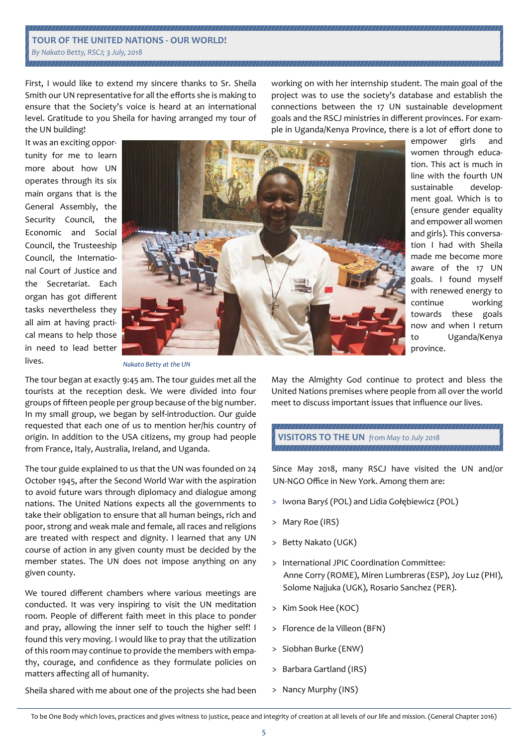## TOUR OF THE UNITED NATIONS - OUR WORLD!

*By Nakato Betty, RSCJ; 3 July, 2018*

First, I would like to extend my sincere thanks to Sr. Sheila Smith our UN representative for all the efforts she is making to ensure that the Society's voice is heard at an international level. Gratitude to you Sheila for having arranged my tour of the UN building!

It was an exciting opportunity for me to learn more about how UN operates through its six main organs that is the General Assembly, the Security Council, the Economic and Social Council, the Trusteeship Council, the International Court of Justice and the Secretariat. Each organ has got different tasks nevertheless they all aim at having practical means to help those in need to lead better lives.

*Nakato Betty at the UN*

The tour began at exactly 9:45 am. The tour guides met all the tourists at the reception desk. We were divided into four groups of fifteen people per group because of the big number. In my small group, we began by self-introduction. Our guide requested that each one of us to mention her/his country of origin. In addition to the USA citizens, my group had people from France, Italy, Australia, Ireland, and Uganda.

The tour guide explained to us that the UN was founded on 24 October 1945, after the Second World War with the aspiration to avoid future wars through diplomacy and dialogue among nations. The United Nations expects all the governments to take their obligation to ensure that all human beings, rich and poor, strong and weak male and female, all races and religions are treated with respect and dignity. I learned that any UN course of action in any given county must be decided by the member states. The UN does not impose anything on any given county.

We toured different chambers where various meetings are conducted. It was very inspiring to visit the UN meditation room. People of different faith meet in this place to ponder and pray, allowing the inner self to touch the higher self! I found this very moving. I would like to pray that the utilization of this room may continue to provide the members with empathy, courage, and confidence as they formulate policies on matters affecting all of humanity.

Sheila shared with me about one of the projects she had been working on with her internship student. The main goal of the project was to use the society's database and establish the connections between the 17 UN sustainable development goals and the RSCJ ministries in different provinces. For example in Uganda/Kenya Province, there is a lot of effort done to empower girls and women through education. This act is much in line with the fourth UN sustainable development goal. Which is to (ensure gender equality and empower all women and girls). This conversation I had with Sheila made me become more aware of the 17 UN goals. I found myself with renewed energy to continue working towards these goals now and when I return to Uganda/Kenya province.

May the Almighty God continue to protect and bless the United Nations premises where people from all over the world meet to discuss important issues that influence our lives.

## VISITORS TO THE UN *from May to July 2018*

Since May 2018, many RSCJ have visited the UN and/or UN-NGO Office in New York. Among them are:

- Iwona Baryś (POL) and Lidia Gołębiewicz (POL)
- Mary Roe (IRS)
- Betty Nakato (UGK)
- International JPIC Coordination Committee: Anne Corry (ROME), Miren Lumbreras (ESP), Joy Luz (PHI), Solome Najjuka (UGK), Rosario Sanchez (PER).
- Kim Sook Hee (KOC)
- Florence de la Villeon (BFN)
- Siobhan Burke (ENW)
- Barbara Gartland (IRS)
- Nancy Murphy (INS)

To be One Body which loves, practices and gives witness to justice, peace and integrity of creation at all levels of our life and mission. (General Chapter 2016)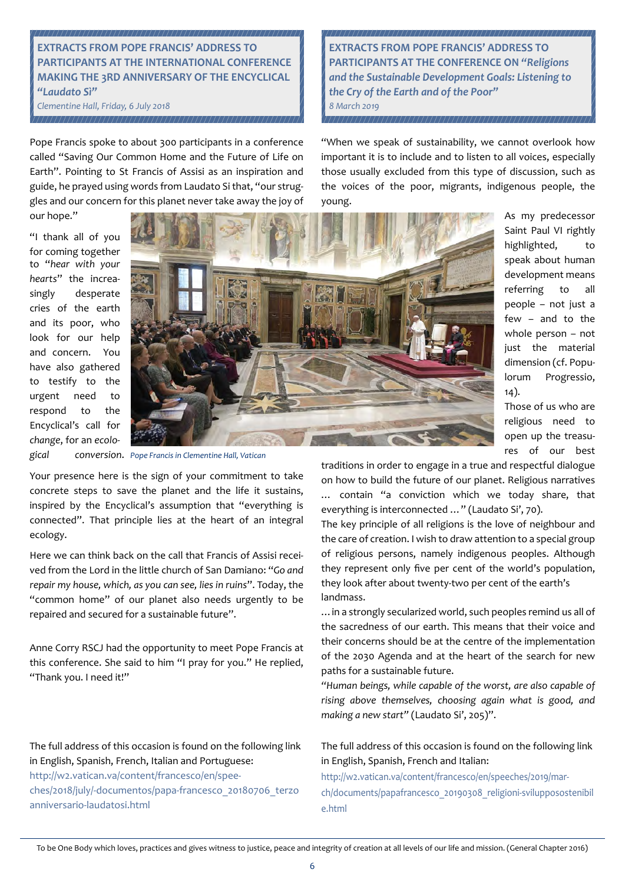## EXTRACTS FROM POPE FRANCIS' ADDRESS TO PARTICIPANTS AT THE INTERNATIONAL CONFERENCE MAKING THE 3RD ANNIVERSARY OF THE ENCYCLICAL *"Laudato Si"*

*Clementine Hall, Friday, 6 July 2018*

Pope Francis spoke to about 300 participants in a conference called "Saving Our Common Home and the Future of Life on Earth". Pointing to St Francis of Assisi as an inspiration and guide, he prayed using words from Laudato Si that, "our struggles and our concern for this planet never take away the joy of our hope."

"I thank all of you for coming together to "*hear with your hearts*" the increasingly desperate cries of the earth and its poor, who look for our help and concern. You have also gathered to testify to the urgent need to respond to the Encyclical's call for *change*, for an *ecological conversion*.

*Pope Francis in Clementine Hall, Vatican*

Your presence here is the sign of your commitment to take concrete steps to save the planet and the life it sustains, inspired by the Encyclical's assumption that "everything is connected". That principle lies at the heart of an integral ecology.

Here we can think back on the call that Francis of Assisi received from the Lord in the little church of San Damiano: "*Go and repair my house, which, as you can see, lies in ruins*". Today, the "common home" of our planet also needs urgently to be repaired and secured for a sustainable future".

Anne Corry RSCJ had the opportunity to meet Pope Francis at this conference. She said to him "I pray for you." He replied, "Thank you. I need it!"

The full address of this occasion is found on the following link in English, Spanish, French, Italian and Portuguese:
http://w2.vatican.va/content/francesco/en/speeches/2018/july/-documentos/papa-francesco_20180706_terzo anniversario-laudatosi.html

## EXTRACTS FROM POPE FRANCIS' ADDRESS TO PARTICIPANTS AT THE CONFERENCE ON *"Religions and the Sustainable Development Goals: Listening to the Cry of the Earth and of the Poor"*

*8 March 2019*

"When we speak of sustainability, we cannot overlook how important it is to include and to listen to all voices, especially those usually excluded from this type of discussion, such as the voices of the poor, migrants, indigenous people, the young.

As my predecessor Saint Paul VI rightly highlighted, to speak about human development means referring to all people – not just a few – and to the whole person – not just the material dimension (cf. Populorum Progressio, 14).

Those of us who are religious need to open up the treasures of our best traditions in order to engage in a true and respectful dialogue on how to build the future of our planet. Religious narratives … contain "a conviction which we today share, that everything is interconnected …" (Laudato Si', 70).

The key principle of all religions is the love of neighbour and the care of creation. I wish to draw attention to a special group of religious persons, namely indigenous peoples. Although they represent only five per cent of the world's population, they look after about twenty-two per cent of the earth's landmass.

… in a strongly secularized world, such peoples remind us all of the sacredness of our earth. This means that their voice and their concerns should be at the centre of the implementation of the 2030 Agenda and at the heart of the search for new paths for a sustainable future.

*"Human beings, while capable of the worst, are also capable of rising above themselves, choosing again what is good, and making a new start"* (Laudato Si', 205)".

The full address of this occasion is found on the following link in English, Spanish, French and Italian:
http://w2.vatican.va/content/francesco/en/speeches/2019/march/documents/papafrancesco_20190308_religioni-svilupposostenibile.html

To be One Body which loves, practices and gives witness to justice, peace and integrity of creation at all levels of our life and mission. (General Chapter 2016)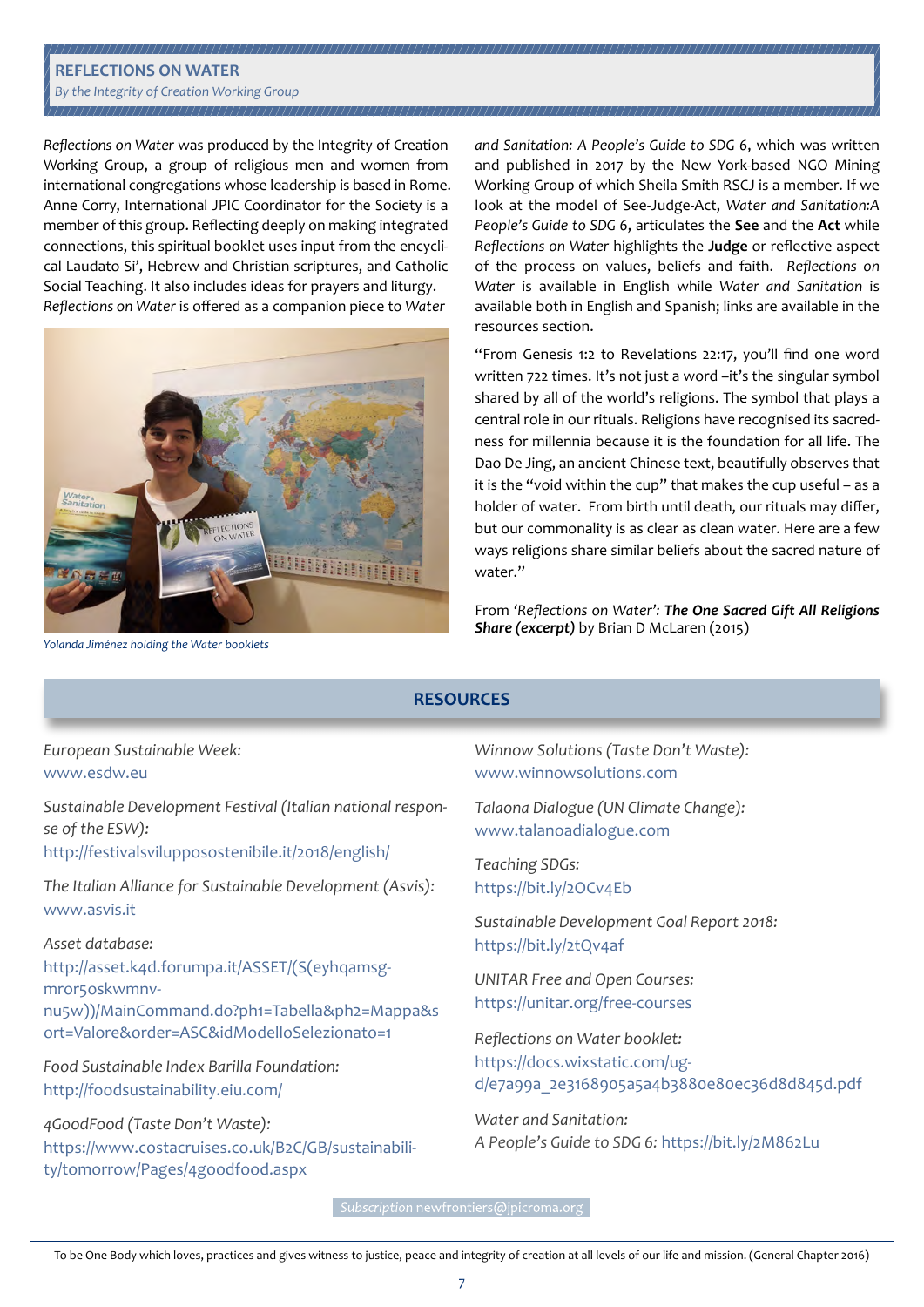## REFLECTIONS ON WATER

*By the Integrity of Creation Working Group*

*Reflections on Water* was produced by the Integrity of Creation Working Group, a group of religious men and women from international congregations whose leadership is based in Rome. Anne Corry, International JPIC Coordinator for the Society is a member of this group. Reflecting deeply on making integrated connections, this spiritual booklet uses input from the encyclical Laudato Si', Hebrew and Christian scriptures, and Catholic Social Teaching. It also includes ideas for prayers and liturgy. *Reflections on Water* is offered as a companion piece to *Water and Sanitation: A People's Guide to SDG 6*, which was written and published in 2017 by the New York-based NGO Mining Working Group of which Sheila Smith RSCJ is a member. If we look at the model of See-Judge-Act, *Water and Sanitation:A People's Guide to SDG 6*, articulates the **See** and the **Act** while *Reflections on Water* highlights the **Judge** or reflective aspect of the process on values, beliefs and faith. *Reflections on Water* is available in English while *Water and Sanitation* is available both in English and Spanish; links are available in the resources section.

*Yolanda Jiménez holding the Water booklets*

"From Genesis 1:2 to Revelations 22:17, you'll find one word written 722 times. It's not just a word –it's the singular symbol shared by all of the world's religions. The symbol that plays a central role in our rituals. Religions have recognised its sacredness for millennia because it is the foundation for all life. The Dao De Jing, an ancient Chinese text, beautifully observes that it is the "void within the cup" that makes the cup useful – as a holder of water. From birth until death, our rituals may differ, but our commonality is as clear as clean water. Here are a few ways religions share similar beliefs about the sacred nature of water."

From *'Reflections on Water': **The One Sacred Gift All Religions Share (excerpt)*** by Brian D McLaren (2015)

## RESOURCES

*European Sustainable Week:*
www.esdw.eu

*Sustainable Development Festival (Italian national response of the ESW):*
http://festivalsvilupposostenibile.it/2018/english/

*The Italian Alliance for Sustainable Development (Asvis):*
www.asvis.it

*Asset database:*
http://asset.k4d.forumpa.it/ASSET/(S(eyhqamsg-mror5oskwmnv-nu5w))/MainCommand.do?ph1=Tabella&ph2=Mappa&sort=Valore&order=ASC&idModelloSelezionato=1

*Food Sustainable Index Barilla Foundation:*
http://foodsustainability.eiu.com/

*4GoodFood (Taste Don't Waste):*
https://www.costacruises.co.uk/B2C/GB/sustainability/tomorrow/Pages/4goodfood.aspx

*Winnow Solutions (Taste Don't Waste):*
www.winnowsolutions.com

*Talaona Dialogue (UN Climate Change):*
www.talanoadialogue.com

*Teaching SDGs:*
https://bit.ly/2OCv4Eb

*Sustainable Development Goal Report 2018:*
https://bit.ly/2tQv4af

*UNITAR Free and Open Courses:*
https://unitar.org/free-courses

*Reflections on Water booklet:*
https://docs.wixstatic.com/ugd/e7a99a_2e3168905a5a4b3880e80ec36d8d845d.pdf

*Water and Sanitation:*
*A People's Guide to SDG 6:* https://bit.ly/2M862Lu

*Subscription* newfrontiers@jpicroma.org

To be One Body which loves, practices and gives witness to justice, peace and integrity of creation at all levels of our life and mission. (General Chapter 2016)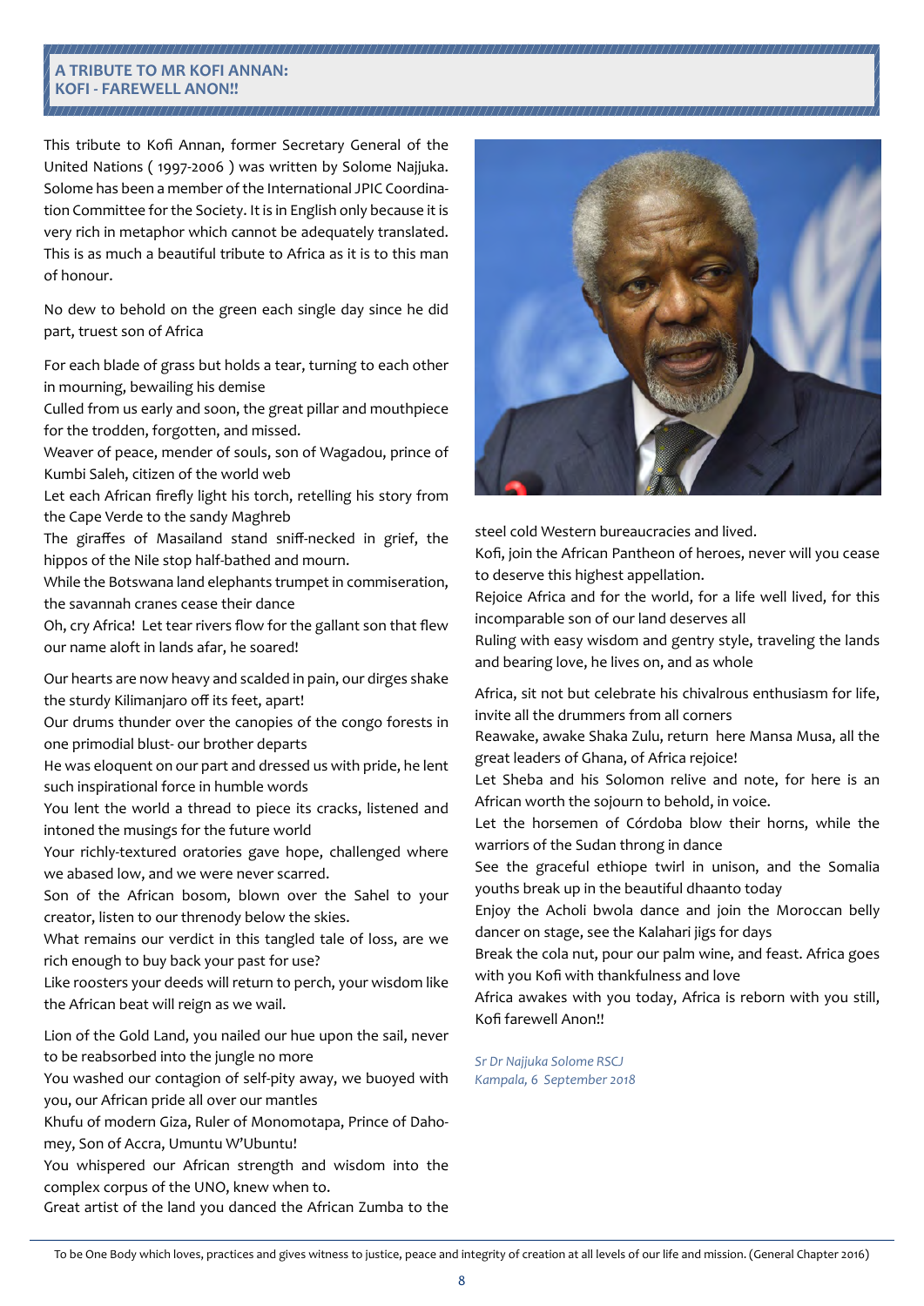## A TRIBUTE TO MR KOFI ANNAN: KOFI - FAREWELL ANON!!

This tribute to Kofi Annan, former Secretary General of the United Nations ( 1997-2006 ) was written by Solome Najjuka. Solome has been a member of the International JPIC Coordination Committee for the Society. It is in English only because it is very rich in metaphor which cannot be adequately translated. This is as much a beautiful tribute to Africa as it is to this man of honour.

No dew to behold on the green each single day since he did part, truest son of Africa

For each blade of grass but holds a tear, turning to each other in mourning, bewailing his demise
Culled from us early and soon, the great pillar and mouthpiece for the trodden, forgotten, and missed.
Weaver of peace, mender of souls, son of Wagadou, prince of Kumbi Saleh, citizen of the world web
Let each African firefly light his torch, retelling his story from the Cape Verde to the sandy Maghreb
The giraffes of Masailand stand sniff-necked in grief, the hippos of the Nile stop half-bathed and mourn.
While the Botswana land elephants trumpet in commiseration, the savannah cranes cease their dance
Oh, cry Africa! Let tear rivers flow for the gallant son that flew our name aloft in lands afar, he soared!

Our hearts are now heavy and scalded in pain, our dirges shake the sturdy Kilimanjaro off its feet, apart!
Our drums thunder over the canopies of the congo forests in one primodial blust- our brother departs
He was eloquent on our part and dressed us with pride, he lent such inspirational force in humble words
You lent the world a thread to piece its cracks, listened and intoned the musings for the future world
Your richly-textured oratories gave hope, challenged where we abased low, and we were never scarred.
Son of the African bosom, blown over the Sahel to your creator, listen to our threnody below the skies.
What remains our verdict in this tangled tale of loss, are we rich enough to buy back your past for use?
Like roosters your deeds will return to perch, your wisdom like the African beat will reign as we wail.

Lion of the Gold Land, you nailed our hue upon the sail, never to be reabsorbed into the jungle no more
You washed our contagion of self-pity away, we buoyed with you, our African pride all over our mantles
Khufu of modern Giza, Ruler of Monomotapa, Prince of Dahomey, Son of Accra, Umuntu W'Ubuntu!
You whispered our African strength and wisdom into the complex corpus of the UNO, knew when to.
Great artist of the land you danced the African Zumba to the steel cold Western bureaucracies and lived.
Kofi, join the African Pantheon of heroes, never will you cease to deserve this highest appellation.
Rejoice Africa and for the world, for a life well lived, for this incomparable son of our land deserves all
Ruling with easy wisdom and gentry style, traveling the lands and bearing love, he lives on, and as whole

Africa, sit not but celebrate his chivalrous enthusiasm for life, invite all the drummers from all corners
Reawake, awake Shaka Zulu, return here Mansa Musa, all the great leaders of Ghana, of Africa rejoice!
Let Sheba and his Solomon relive and note, for here is an African worth the sojourn to behold, in voice.
Let the horsemen of Córdoba blow their horns, while the warriors of the Sudan throng in dance
See the graceful ethiope twirl in unison, and the Somalia youths break up in the beautiful dhaanto today
Enjoy the Acholi bwola dance and join the Moroccan belly dancer on stage, see the Kalahari jigs for days
Break the cola nut, pour our palm wine, and feast. Africa goes with you Kofi with thankfulness and love
Africa awakes with you today, Africa is reborn with you still, Kofi farewell Anon!!

*Sr Dr Najjuka Solome RSCJ*
*Kampala, 6 September 2018*

To be One Body which loves, practices and gives witness to justice, peace and integrity of creation at all levels of our life and mission. (General Chapter 2016)